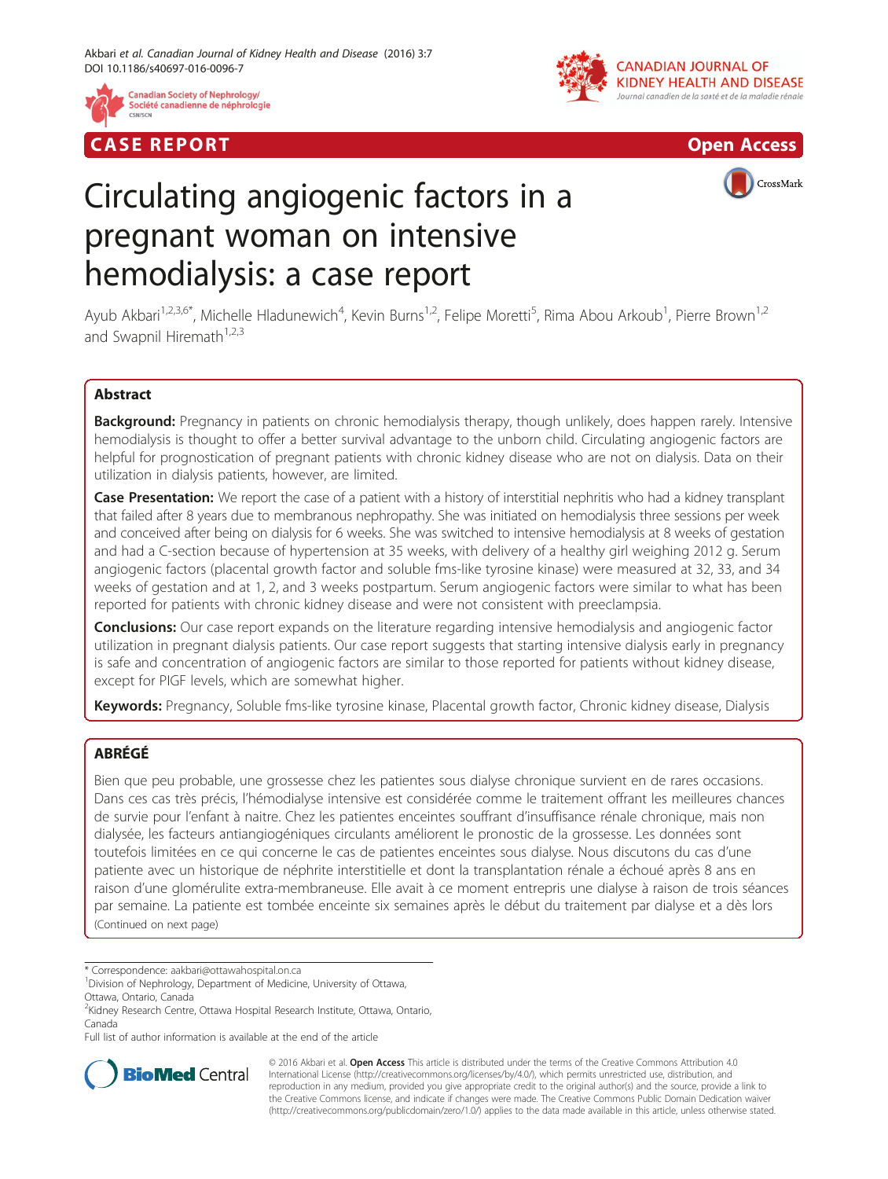CASE REPORT

Open Access

# Circulating angiogenic factors in a pregnant woman on intensive hemodialysis: a case report

Ayub Akbari[1,2,3,6*], Michelle Hladunewich[4], Kevin Burns[1,2], Felipe Moretti[5], Rima Abou Arkoub[1], Pierre Brown[1,2] and Swapnil Hiremath[1,2,3]

## Abstract

**Background:** Pregnancy in patients on chronic hemodialysis therapy, though unlikely, does happen rarely. Intensive hemodialysis is thought to offer a better survival advantage to the unborn child. Circulating angiogenic factors are helpful for prognostication of pregnant patients with chronic kidney disease who are not on dialysis. Data on their utilization in dialysis patients, however, are limited.

**Case Presentation:** We report the case of a patient with a history of interstitial nephritis who had a kidney transplant that failed after 8 years due to membranous nephropathy. She was initiated on hemodialysis three sessions per week and conceived after being on dialysis for 6 weeks. She was switched to intensive hemodialysis at 8 weeks of gestation and had a C-section because of hypertension at 35 weeks, with delivery of a healthy girl weighing 2012 g. Serum angiogenic factors (placental growth factor and soluble fms-like tyrosine kinase) were measured at 32, 33, and 34 weeks of gestation and at 1, 2, and 3 weeks postpartum. Serum angiogenic factors were similar to what has been reported for patients with chronic kidney disease and were not consistent with preeclampsia.

**Conclusions:** Our case report expands on the literature regarding intensive hemodialysis and angiogenic factor utilization in pregnant dialysis patients. Our case report suggests that starting intensive dialysis early in pregnancy is safe and concentration of angiogenic factors are similar to those reported for patients without kidney disease, except for PlGF levels, which are somewhat higher.

**Keywords:** Pregnancy, Soluble fms-like tyrosine kinase, Placental growth factor, Chronic kidney disease, Dialysis

## ABRÉGÉ

Bien que peu probable, une grossesse chez les patientes sous dialyse chronique survient en de rares occasions. Dans ces cas très précis, l'hémodialyse intensive est considérée comme le traitement offrant les meilleures chances de survie pour l'enfant à naitre. Chez les patientes enceintes souffrant d'insuffisance rénale chronique, mais non dialysée, les facteurs antiangiogéniques circulants améliorent le pronostic de la grossesse. Les données sont toutefois limitées en ce qui concerne le cas de patientes enceintes sous dialyse. Nous discutons du cas d'une patiente avec un historique de néphrite interstitielle et dont la transplantation rénale a échoué après 8 ans en raison d'une glomérulite extra-membraneuse. Elle avait à ce moment entrepris une dialyse à raison de trois séances par semaine. La patiente est tombée enceinte six semaines après le début du traitement par dialyse et a dès lors

(Continued on next page)

\* Correspondence: aakbari@ottawahospital.on.ca

[1]Division of Nephrology, Department of Medicine, University of Ottawa, Ottawa, Ontario, Canada

[2]Kidney Research Centre, Ottawa Hospital Research Institute, Ottawa, Ontario, Canada

Full list of author information is available at the end of the article

© 2016 Akbari et al. **Open Access** This article is distributed under the terms of the Creative Commons Attribution 4.0 International License (http://creativecommons.org/licenses/by/4.0/), which permits unrestricted use, distribution, and reproduction in any medium, provided you give appropriate credit to the original author(s) and the source, provide a link to the Creative Commons license, and indicate if changes were made. The Creative Commons Public Domain Dedication waiver (http://creativecommons.org/publicdomain/zero/1.0/) applies to the data made available in this article, unless otherwise stated.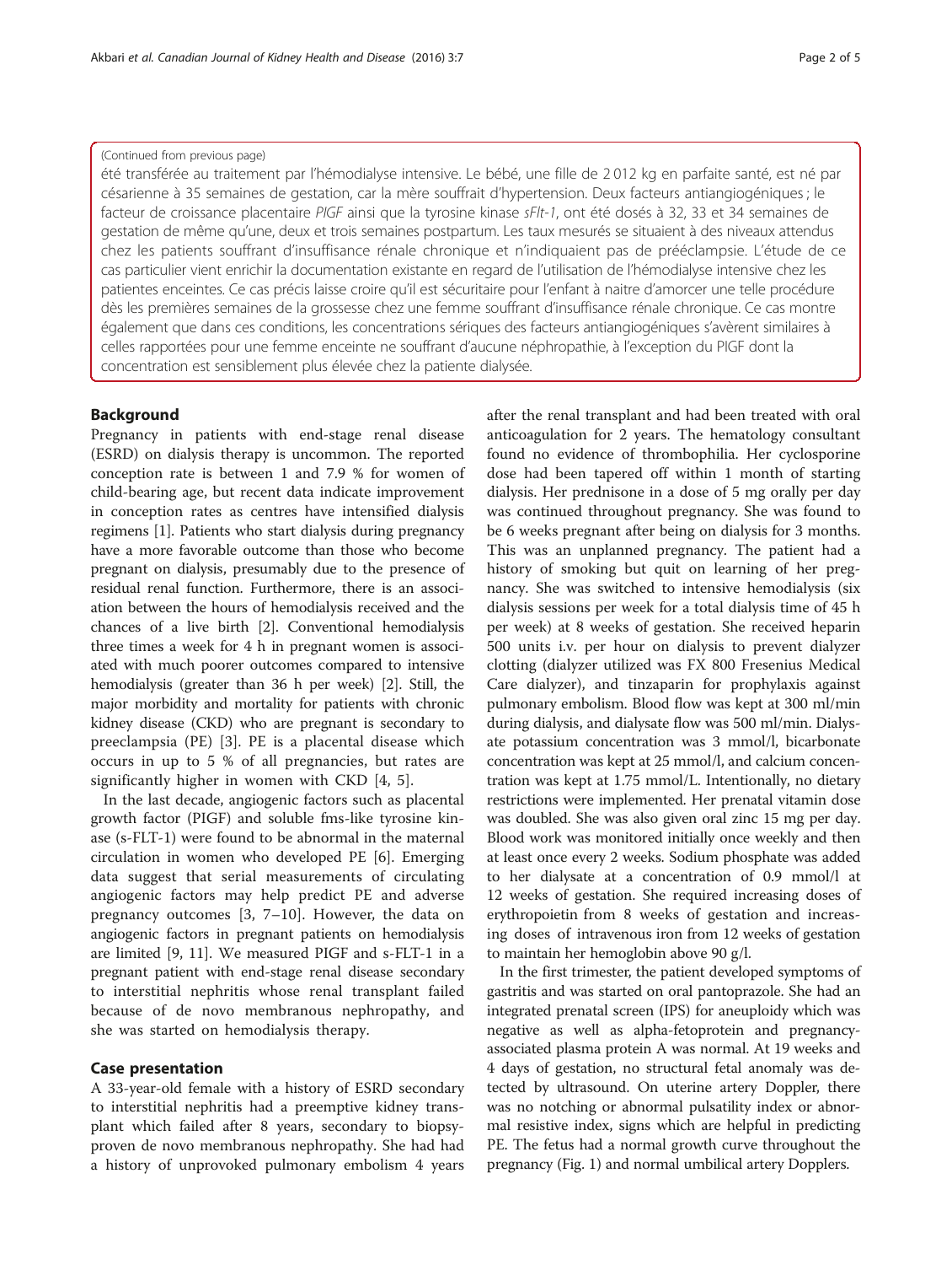(Continued from previous page)

été transférée au traitement par l'hémodialyse intensive. Le bébé, une fille de 2 012 kg en parfaite santé, est né par césarienne à 35 semaines de gestation, car la mère souffrait d'hypertension. Deux facteurs antiangiogéniques ; le facteur de croissance placentaire *PlGF* ainsi que la tyrosine kinase *sFlt-1*, ont été dosés à 32, 33 et 34 semaines de gestation de même qu'une, deux et trois semaines postpartum. Les taux mesurés se situaient à des niveaux attendus chez les patients souffrant d'insuffisance rénale chronique et n'indiquaient pas de prééclampsie. L'étude de ce cas particulier vient enrichir la documentation existante en regard de l'utilisation de l'hémodialyse intensive chez les patientes enceintes. Ce cas précis laisse croire qu'il est sécuritaire pour l'enfant à naitre d'amorcer une telle procédure dès les premières semaines de la grossesse chez une femme souffrant d'insuffisance rénale chronique. Ce cas montre également que dans ces conditions, les concentrations sériques des facteurs antiangiogéniques s'avèrent similaires à celles rapportées pour une femme enceinte ne souffrant d'aucune néphropathie, à l'exception du PlGF dont la concentration est sensiblement plus élevée chez la patiente dialysée.

## Background

Pregnancy in patients with end-stage renal disease (ESRD) on dialysis therapy is uncommon. The reported conception rate is between 1 and 7.9 % for women of child-bearing age, but recent data indicate improvement in conception rates as centres have intensified dialysis regimens [1]. Patients who start dialysis during pregnancy have a more favorable outcome than those who become pregnant on dialysis, presumably due to the presence of residual renal function. Furthermore, there is an association between the hours of hemodialysis received and the chances of a live birth [2]. Conventional hemodialysis three times a week for 4 h in pregnant women is associated with much poorer outcomes compared to intensive hemodialysis (greater than 36 h per week) [2]. Still, the major morbidity and mortality for patients with chronic kidney disease (CKD) who are pregnant is secondary to preeclampsia (PE) [3]. PE is a placental disease which occurs in up to 5 % of all pregnancies, but rates are significantly higher in women with CKD [4, 5].

In the last decade, angiogenic factors such as placental growth factor (PlGF) and soluble fms-like tyrosine kinase (s-FLT-1) were found to be abnormal in the maternal circulation in women who developed PE [6]. Emerging data suggest that serial measurements of circulating angiogenic factors may help predict PE and adverse pregnancy outcomes [3, 7–10]. However, the data on angiogenic factors in pregnant patients on hemodialysis are limited [9, 11]. We measured PlGF and s-FLT-1 in a pregnant patient with end-stage renal disease secondary to interstitial nephritis whose renal transplant failed because of de novo membranous nephropathy, and she was started on hemodialysis therapy.

## Case presentation

A 33-year-old female with a history of ESRD secondary to interstitial nephritis had a preemptive kidney transplant which failed after 8 years, secondary to biopsy-proven de novo membranous nephropathy. She had had a history of unprovoked pulmonary embolism 4 years after the renal transplant and had been treated with oral anticoagulation for 2 years. The hematology consultant found no evidence of thrombophilia. Her cyclosporine dose had been tapered off within 1 month of starting dialysis. Her prednisone in a dose of 5 mg orally per day was continued throughout pregnancy. She was found to be 6 weeks pregnant after being on dialysis for 3 months. This was an unplanned pregnancy. The patient had a history of smoking but quit on learning of her pregnancy. She was switched to intensive hemodialysis (six dialysis sessions per week for a total dialysis time of 45 h per week) at 8 weeks of gestation. She received heparin 500 units i.v. per hour on dialysis to prevent dialyzer clotting (dialyzer utilized was FX 800 Fresenius Medical Care dialyzer), and tinzaparin for prophylaxis against pulmonary embolism. Blood flow was kept at 300 ml/min during dialysis, and dialysate flow was 500 ml/min. Dialysate potassium concentration was 3 mmol/l, bicarbonate concentration was kept at 25 mmol/l, and calcium concentration was kept at 1.75 mmol/L. Intentionally, no dietary restrictions were implemented. Her prenatal vitamin dose was doubled. She was also given oral zinc 15 mg per day. Blood work was monitored initially once weekly and then at least once every 2 weeks. Sodium phosphate was added to her dialysate at a concentration of 0.9 mmol/l at 12 weeks of gestation. She required increasing doses of erythropoietin from 8 weeks of gestation and increasing doses of intravenous iron from 12 weeks of gestation to maintain her hemoglobin above 90 g/l.

In the first trimester, the patient developed symptoms of gastritis and was started on oral pantoprazole. She had an integrated prenatal screen (IPS) for aneuploidy which was negative as well as alpha-fetoprotein and pregnancy-associated plasma protein A was normal. At 19 weeks and 4 days of gestation, no structural fetal anomaly was detected by ultrasound. On uterine artery Doppler, there was no notching or abnormal pulsatility index or abnormal resistive index, signs which are helpful in predicting PE. The fetus had a normal growth curve throughout the pregnancy (Fig. 1) and normal umbilical artery Dopplers.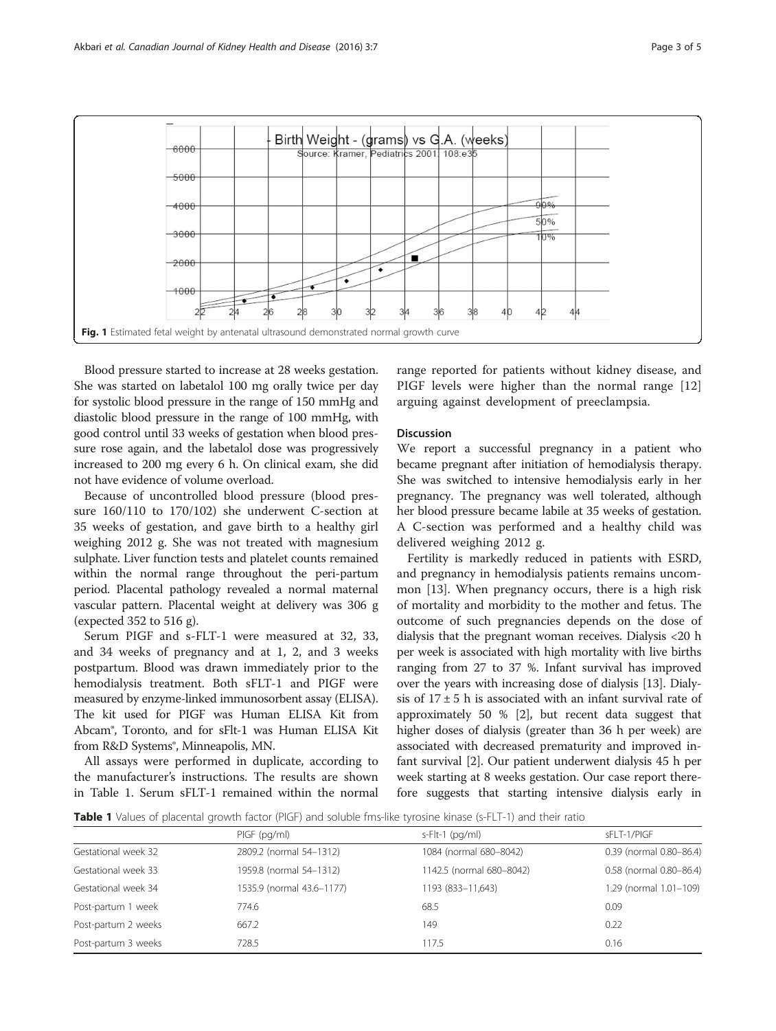Fig. 1 Estimated fetal weight by antenatal ultrasound demonstrated normal growth curve

Blood pressure started to increase at 28 weeks gestation. She was started on labetalol 100 mg orally twice per day for systolic blood pressure in the range of 150 mmHg and diastolic blood pressure in the range of 100 mmHg, with good control until 33 weeks of gestation when blood pressure rose again, and the labetalol dose was progressively increased to 200 mg every 6 h. On clinical exam, she did not have evidence of volume overload.

Because of uncontrolled blood pressure (blood pressure 160/110 to 170/102) she underwent C-section at 35 weeks of gestation, and gave birth to a healthy girl weighing 2012 g. She was not treated with magnesium sulphate. Liver function tests and platelet counts remained within the normal range throughout the peri-partum period. Placental pathology revealed a normal maternal vascular pattern. Placental weight at delivery was 306 g (expected 352 to 516 g).

Serum PlGF and s-FLT-1 were measured at 32, 33, and 34 weeks of pregnancy and at 1, 2, and 3 weeks postpartum. Blood was drawn immediately prior to the hemodialysis treatment. Both sFLT-1 and PlGF were measured by enzyme-linked immunosorbent assay (ELISA). The kit used for PlGF was Human ELISA Kit from Abcam®, Toronto, and for sFlt-1 was Human ELISA Kit from R&D Systems®, Minneapolis, MN.

All assays were performed in duplicate, according to the manufacturer's instructions. The results are shown in Table 1. Serum sFLT-1 remained within the normal range reported for patients without kidney disease, and PlGF levels were higher than the normal range [12] arguing against development of preeclampsia.

## Discussion

We report a successful pregnancy in a patient who became pregnant after initiation of hemodialysis therapy. She was switched to intensive hemodialysis early in her pregnancy. The pregnancy was well tolerated, although her blood pressure became labile at 35 weeks of gestation. A C-section was performed and a healthy child was delivered weighing 2012 g.

Fertility is markedly reduced in patients with ESRD, and pregnancy in hemodialysis patients remains uncommon [13]. When pregnancy occurs, there is a high risk of mortality and morbidity to the mother and fetus. The outcome of such pregnancies depends on the dose of dialysis that the pregnant woman receives. Dialysis <20 h per week is associated with high mortality with live births ranging from 27 to 37 %. Infant survival has improved over the years with increasing dose of dialysis [13]. Dialysis of 17 ± 5 h is associated with an infant survival rate of approximately 50 % [2], but recent data suggest that higher doses of dialysis (greater than 36 h per week) are associated with decreased prematurity and improved infant survival [2]. Our patient underwent dialysis 45 h per week starting at 8 weeks gestation. Our case report therefore suggests that starting intensive dialysis early in

**Table 1** Values of placental growth factor (PlGF) and soluble fms-like tyrosine kinase (s-FLT-1) and their ratio

| | PlGF (pg/ml) | s-Flt-1 (pg/ml) | sFLT-1/PlGF |
|---|---|---|---|
| Gestational week 32 | 2809.2 (normal 54–1312) | 1084 (normal 680–8042) | 0.39 (normal 0.80–86.4) |
| Gestational week 33 | 1959.8 (normal 54–1312) | 1142.5 (normal 680–8042) | 0.58 (normal 0.80–86.4) |
| Gestational week 34 | 1535.9 (normal 43.6–1177) | 1193 (833–11,643) | 1.29 (normal 1.01–109) |
| Post-partum 1 week | 774.6 | 68.5 | 0.09 |
| Post-partum 2 weeks | 667.2 | 149 | 0.22 |
| Post-partum 3 weeks | 728.5 | 117.5 | 0.16 |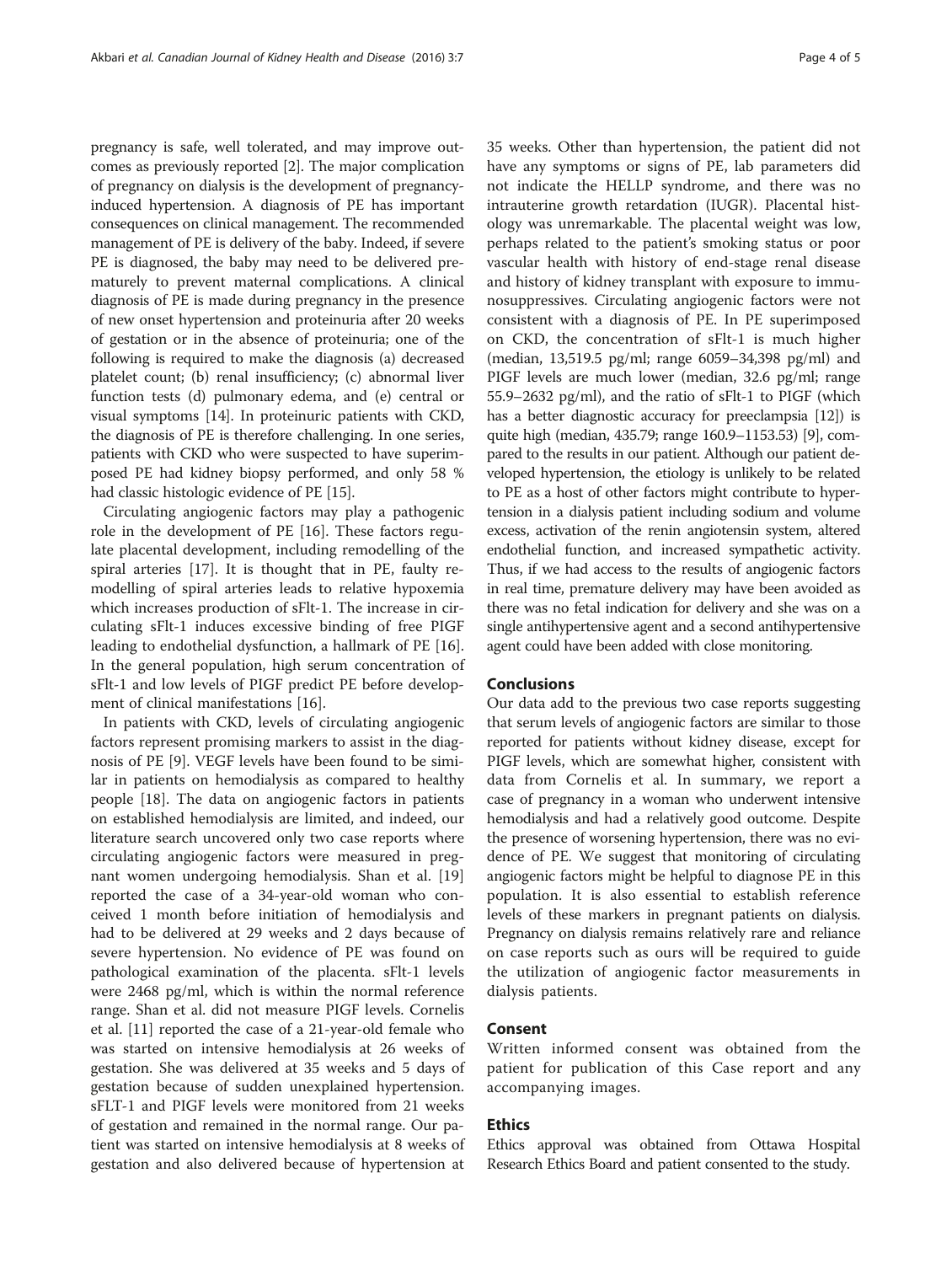pregnancy is safe, well tolerated, and may improve outcomes as previously reported [2]. The major complication of pregnancy on dialysis is the development of pregnancy-induced hypertension. A diagnosis of PE has important consequences on clinical management. The recommended management of PE is delivery of the baby. Indeed, if severe PE is diagnosed, the baby may need to be delivered prematurely to prevent maternal complications. A clinical diagnosis of PE is made during pregnancy in the presence of new onset hypertension and proteinuria after 20 weeks of gestation or in the absence of proteinuria; one of the following is required to make the diagnosis (a) decreased platelet count; (b) renal insufficiency; (c) abnormal liver function tests (d) pulmonary edema, and (e) central or visual symptoms [14]. In proteinuric patients with CKD, the diagnosis of PE is therefore challenging. In one series, patients with CKD who were suspected to have superimposed PE had kidney biopsy performed, and only 58 % had classic histologic evidence of PE [15].

Circulating angiogenic factors may play a pathogenic role in the development of PE [16]. These factors regulate placental development, including remodelling of the spiral arteries [17]. It is thought that in PE, faulty remodelling of spiral arteries leads to relative hypoxemia which increases production of sFlt-1. The increase in circulating sFlt-1 induces excessive binding of free PIGF leading to endothelial dysfunction, a hallmark of PE [16]. In the general population, high serum concentration of sFlt-1 and low levels of PIGF predict PE before development of clinical manifestations [16].

In patients with CKD, levels of circulating angiogenic factors represent promising markers to assist in the diagnosis of PE [9]. VEGF levels have been found to be similar in patients on hemodialysis as compared to healthy people [18]. The data on angiogenic factors in patients on established hemodialysis are limited, and indeed, our literature search uncovered only two case reports where circulating angiogenic factors were measured in pregnant women undergoing hemodialysis. Shan et al. [19] reported the case of a 34-year-old woman who conceived 1 month before initiation of hemodialysis and had to be delivered at 29 weeks and 2 days because of severe hypertension. No evidence of PE was found on pathological examination of the placenta. sFlt-1 levels were 2468 pg/ml, which is within the normal reference range. Shan et al. did not measure PIGF levels. Cornelis et al. [11] reported the case of a 21-year-old female who was started on intensive hemodialysis at 26 weeks of gestation. She was delivered at 35 weeks and 5 days of gestation because of sudden unexplained hypertension. sFLT-1 and PIGF levels were monitored from 21 weeks of gestation and remained in the normal range. Our patient was started on intensive hemodialysis at 8 weeks of gestation and also delivered because of hypertension at 35 weeks. Other than hypertension, the patient did not have any symptoms or signs of PE, lab parameters did not indicate the HELLP syndrome, and there was no intrauterine growth retardation (IUGR). Placental histology was unremarkable. The placental weight was low, perhaps related to the patient's smoking status or poor vascular health with history of end-stage renal disease and history of kidney transplant with exposure to immunosuppressives. Circulating angiogenic factors were not consistent with a diagnosis of PE. In PE superimposed on CKD, the concentration of sFlt-1 is much higher (median, 13,519.5 pg/ml; range 6059–34,398 pg/ml) and PIGF levels are much lower (median, 32.6 pg/ml; range 55.9–2632 pg/ml), and the ratio of sFlt-1 to PIGF (which has a better diagnostic accuracy for preeclampsia [12]) is quite high (median, 435.79; range 160.9–1153.53) [9], compared to the results in our patient. Although our patient developed hypertension, the etiology is unlikely to be related to PE as a host of other factors might contribute to hypertension in a dialysis patient including sodium and volume excess, activation of the renin angiotensin system, altered endothelial function, and increased sympathetic activity. Thus, if we had access to the results of angiogenic factors in real time, premature delivery may have been avoided as there was no fetal indication for delivery and she was on a single antihypertensive agent and a second antihypertensive agent could have been added with close monitoring.

## Conclusions

Our data add to the previous two case reports suggesting that serum levels of angiogenic factors are similar to those reported for patients without kidney disease, except for PIGF levels, which are somewhat higher, consistent with data from Cornelis et al. In summary, we report a case of pregnancy in a woman who underwent intensive hemodialysis and had a relatively good outcome. Despite the presence of worsening hypertension, there was no evidence of PE. We suggest that monitoring of circulating angiogenic factors might be helpful to diagnose PE in this population. It is also essential to establish reference levels of these markers in pregnant patients on dialysis. Pregnancy on dialysis remains relatively rare and reliance on case reports such as ours will be required to guide the utilization of angiogenic factor measurements in dialysis patients.

## Consent

Written informed consent was obtained from the patient for publication of this Case report and any accompanying images.

## Ethics

Ethics approval was obtained from Ottawa Hospital Research Ethics Board and patient consented to the study.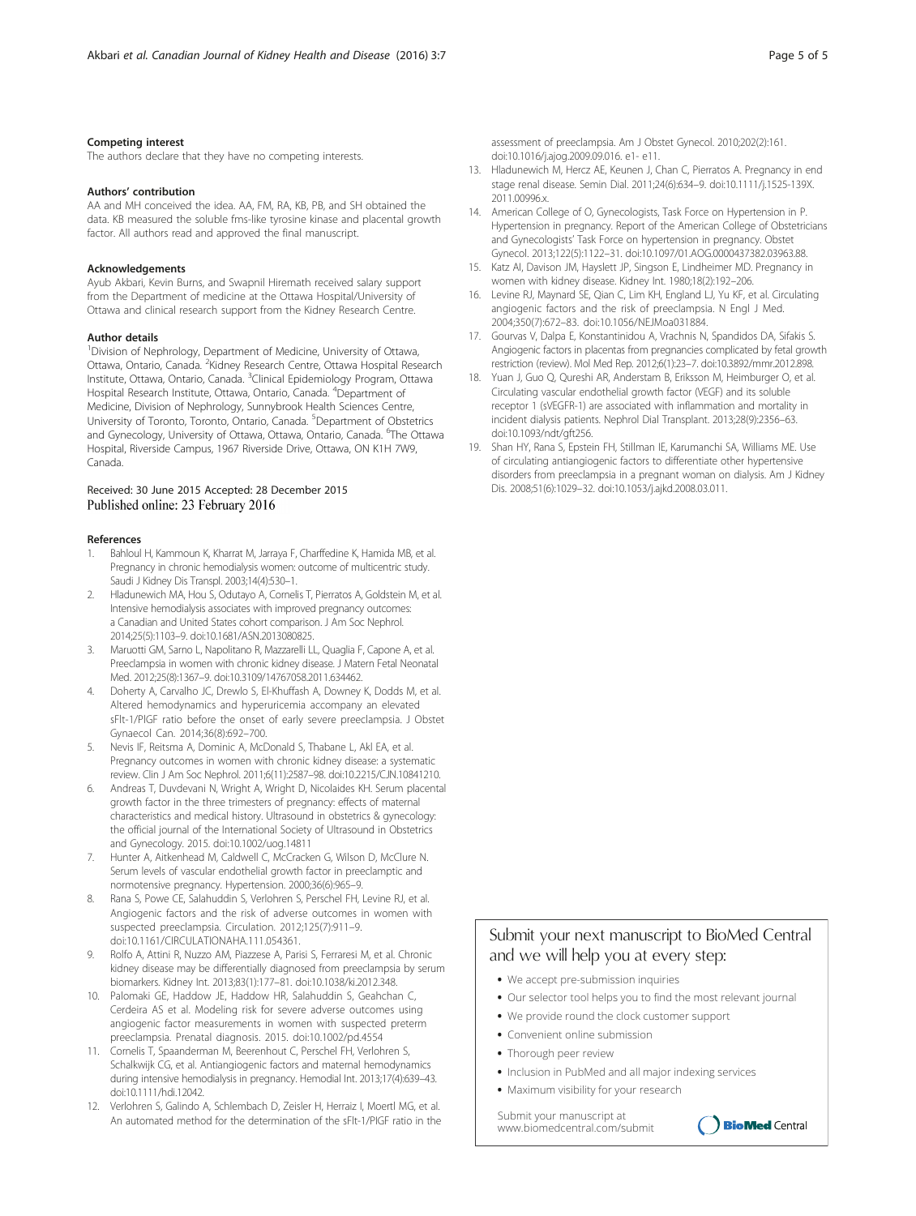### Competing interest

The authors declare that they have no competing interests.

### Authors' contribution

AA and MH conceived the idea. AA, FM, RA, KB, PB, and SH obtained the data. KB measured the soluble fms-like tyrosine kinase and placental growth factor. All authors read and approved the final manuscript.

### Acknowledgements

Ayub Akbari, Kevin Burns, and Swapnil Hiremath received salary support from the Department of medicine at the Ottawa Hospital/University of Ottawa and clinical research support from the Kidney Research Centre.

### Author details

[1]Division of Nephrology, Department of Medicine, University of Ottawa, Ottawa, Ontario, Canada. [2]Kidney Research Centre, Ottawa Hospital Research Institute, Ottawa, Ontario, Canada. [3]Clinical Epidemiology Program, Ottawa Hospital Research Institute, Ottawa, Ontario, Canada. [4]Department of Medicine, Division of Nephrology, Sunnybrook Health Sciences Centre, University of Toronto, Toronto, Ontario, Canada. [5]Department of Obstetrics and Gynecology, University of Ottawa, Ottawa, Ontario, Canada. [6]The Ottawa Hospital, Riverside Campus, 1967 Riverside Drive, Ottawa, ON K1H 7W9, Canada.

Received: 30 June 2015 Accepted: 28 December 2015
Published online: 23 February 2016

### References

1. Bahloul H, Kammoun K, Kharrat M, Jarraya F, Charffedine K, Hamida MB, et al. Pregnancy in chronic hemodialysis women: outcome of multicentric study. Saudi J Kidney Dis Transpl. 2003;14(4):530–1.
2. Hladunewich MA, Hou S, Odutayo A, Cornelis T, Pierratos A, Goldstein M, et al. Intensive hemodialysis associates with improved pregnancy outcomes: a Canadian and United States cohort comparison. J Am Soc Nephrol. 2014;25(5):1103–9. doi:10.1681/ASN.2013080825.
3. Maruotti GM, Sarno L, Napolitano R, Mazzarelli LL, Quaglia F, Capone A, et al. Preeclampsia in women with chronic kidney disease. J Matern Fetal Neonatal Med. 2012;25(8):1367–9. doi:10.3109/14767058.2011.634462.
4. Doherty A, Carvalho JC, Drewlo S, El-Khuffash A, Downey K, Dodds M, et al. Altered hemodynamics and hyperuricemia accompany an elevated sFlt-1/PlGF ratio before the onset of early severe preeclampsia. J Obstet Gynaecol Can. 2014;36(8):692–700.
5. Nevis IF, Reitsma A, Dominic A, McDonald S, Thabane L, Akl EA, et al. Pregnancy outcomes in women with chronic kidney disease: a systematic review. Clin J Am Soc Nephrol. 2011;6(11):2587–98. doi:10.2215/CJN.10841210.
6. Andreas T, Duvdevani N, Wright A, Wright D, Nicolaides KH. Serum placental growth factor in the three trimesters of pregnancy: effects of maternal characteristics and medical history. Ultrasound in obstetrics & gynecology: the official journal of the International Society of Ultrasound in Obstetrics and Gynecology. 2015. doi:10.1002/uog.14811
7. Hunter A, Aitkenhead M, Caldwell C, McCracken G, Wilson D, McClure N. Serum levels of vascular endothelial growth factor in preeclamptic and normotensive pregnancy. Hypertension. 2000;36(6):965–9.
8. Rana S, Powe CE, Salahuddin S, Verlohren S, Perschel FH, Levine RJ, et al. Angiogenic factors and the risk of adverse outcomes in women with suspected preeclampsia. Circulation. 2012;125(7):911–9. doi:10.1161/CIRCULATIONAHA.111.054361.
9. Rolfo A, Attini R, Nuzzo AM, Piazzese A, Parisi S, Ferraresi M, et al. Chronic kidney disease may be differentially diagnosed from preeclampsia by serum biomarkers. Kidney Int. 2013;83(1):177–81. doi:10.1038/ki.2012.348.
10. Palomaki GE, Haddow JE, Haddow HR, Salahuddin S, Geahchan C, Cerdeira AS et al. Modeling risk for severe adverse outcomes using angiogenic factor measurements in women with suspected preterm preeclampsia. Prenatal diagnosis. 2015. doi:10.1002/pd.4554
11. Cornelis T, Spaanderman M, Beerenhout C, Perschel FH, Verlohren S, Schalkwijk CG, et al. Antiangiogenic factors and maternal hemodynamics during intensive hemodialysis in pregnancy. Hemodial Int. 2013;17(4):639–43. doi:10.1111/hdi.12042.
12. Verlohren S, Galindo A, Schlembach D, Zeisler H, Herraiz I, Moertl MG, et al. An automated method for the determination of the sFlt-1/PIGF ratio in the assessment of preeclampsia. Am J Obstet Gynecol. 2010;202(2):161. doi:10.1016/j.ajog.2009.09.016. e1- e11.
13. Hladunewich M, Hercz AE, Keunen J, Chan C, Pierratos A. Pregnancy in end stage renal disease. Semin Dial. 2011;24(6):634–9. doi:10.1111/j.1525-139X.2011.00996.x.
14. American College of O, Gynecologists, Task Force on Hypertension in P. Hypertension in pregnancy. Report of the American College of Obstetricians and Gynecologists' Task Force on hypertension in pregnancy. Obstet Gynecol. 2013;122(5):1122–31. doi:10.1097/01.AOG.0000437382.03963.88.
15. Katz AI, Davison JM, Hayslett JP, Singson E, Lindheimer MD. Pregnancy in women with kidney disease. Kidney Int. 1980;18(2):192–206.
16. Levine RJ, Maynard SE, Qian C, Lim KH, England LJ, Yu KF, et al. Circulating angiogenic factors and the risk of preeclampsia. N Engl J Med. 2004;350(7):672–83. doi:10.1056/NEJMoa031884.
17. Gourvas V, Dalpa E, Konstantinidou A, Vrachnis N, Spandidos DA, Sifakis S. Angiogenic factors in placentas from pregnancies complicated by fetal growth restriction (review). Mol Med Rep. 2012;6(1):23–7. doi:10.3892/mmr.2012.898.
18. Yuan J, Guo Q, Qureshi AR, Anderstam B, Eriksson M, Heimburger O, et al. Circulating vascular endothelial growth factor (VEGF) and its soluble receptor 1 (sVEGFR-1) are associated with inflammation and mortality in incident dialysis patients. Nephrol Dial Transplant. 2013;28(9):2356–63. doi:10.1093/ndt/gft256.
19. Shan HY, Rana S, Epstein FH, Stillman IE, Karumanchi SA, Williams ME. Use of circulating antiangiogenic factors to differentiate other hypertensive disorders from preeclampsia in a pregnant woman on dialysis. Am J Kidney Dis. 2008;51(6):1029–32. doi:10.1053/j.ajkd.2008.03.011.

Submit your next manuscript to BioMed Central and we will help you at every step:

- We accept pre-submission inquiries
- Our selector tool helps you to find the most relevant journal
- We provide round the clock customer support
- Convenient online submission
- Thorough peer review
- Inclusion in PubMed and all major indexing services
- Maximum visibility for your research

Submit your manuscript at www.biomedcentral.com/submit